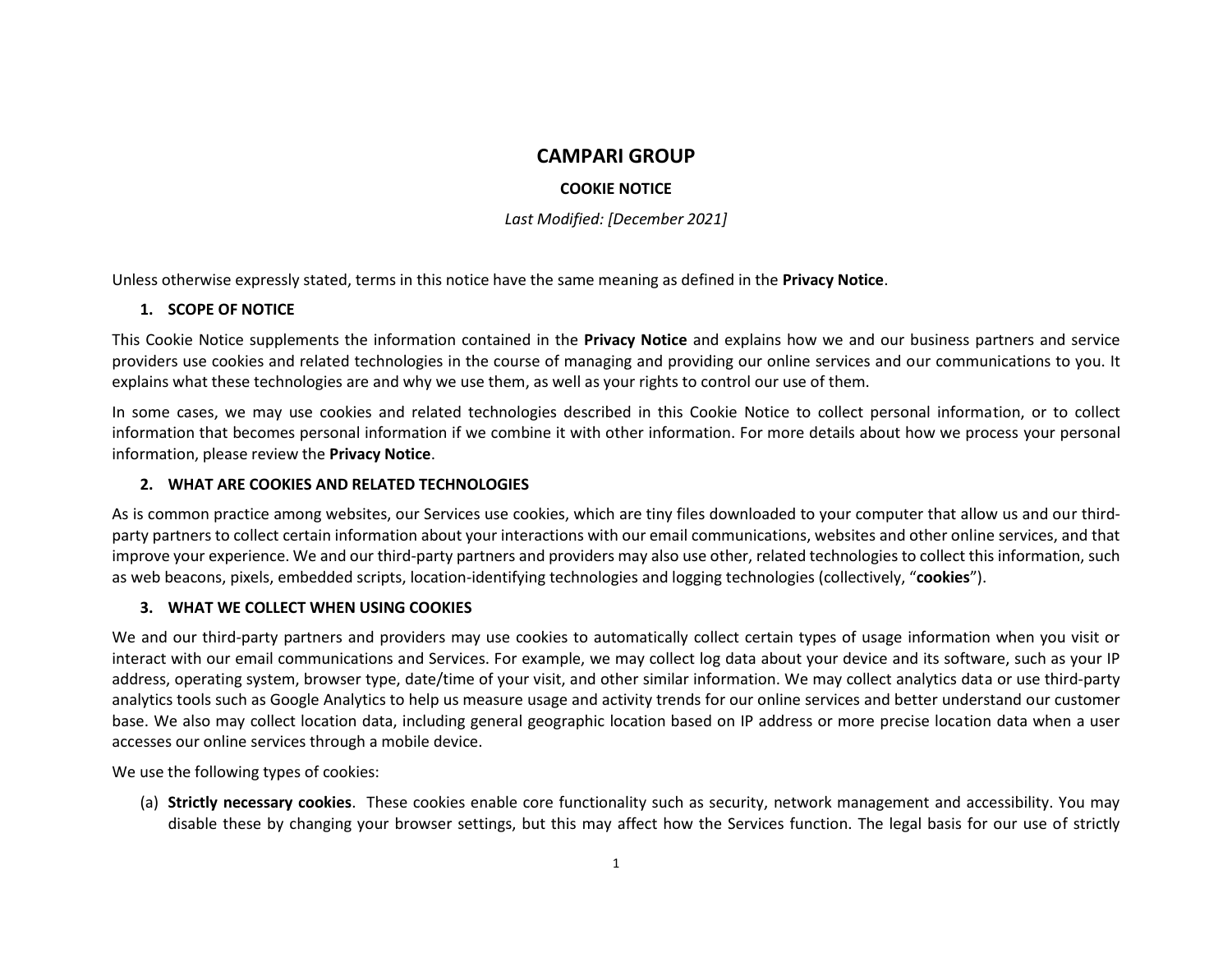# CAMPARI GROUP

## COOKIE NOTICE

*Last Modified: [December 2021]*

Unless otherwise expressly stated, terms in this notice have the same meaning as defined in the **Privacy Notice**.

### 1. SCOPE OF NOTICE

This Cookie Notice supplements the information contained in the **Privacy Notice** and explains how we and our business partners and service providers use cookies and related technologies in the course of managing and providing our online services and our communications to you. It explains what these technologies are and why we use them, as well as your rights to control our use of them.

In some cases, we may use cookies and related technologies described in this Cookie Notice to collect personal information, or to collect information that becomes personal information if we combine it with other information. For more details about how we process your personal information, please review the **Privacy Notice**.

### 2. WHAT ARE COOKIES AND RELATED TECHNOLOGIES

As is common practice among websites, our Services use cookies, which are tiny files downloaded to your computer that allow us and our third-party partners to collect certain information about your interactions with our email communications, websites and other online services, and that improve your experience. We and our third-party partners and providers may also use other, related technologies to collect this information, such as web beacons, pixels, embedded scripts, location-identifying technologies and logging technologies (collectively, "**cookies**").

### 3. WHAT WE COLLECT WHEN USING COOKIES

We and our third-party partners and providers may use cookies to automatically collect certain types of usage information when you visit or interact with our email communications and Services. For example, we may collect log data about your device and its software, such as your IP address, operating system, browser type, date/time of your visit, and other similar information. We may collect analytics data or use third-party analytics tools such as Google Analytics to help us measure usage and activity trends for our online services and better understand our customer base. We also may collect location data, including general geographic location based on IP address or more precise location data when a user accesses our online services through a mobile device.

We use the following types of cookies:

(a) **Strictly necessary cookies**. These cookies enable core functionality such as security, network management and accessibility. You may disable these by changing your browser settings, but this may affect how the Services function. The legal basis for our use of strictly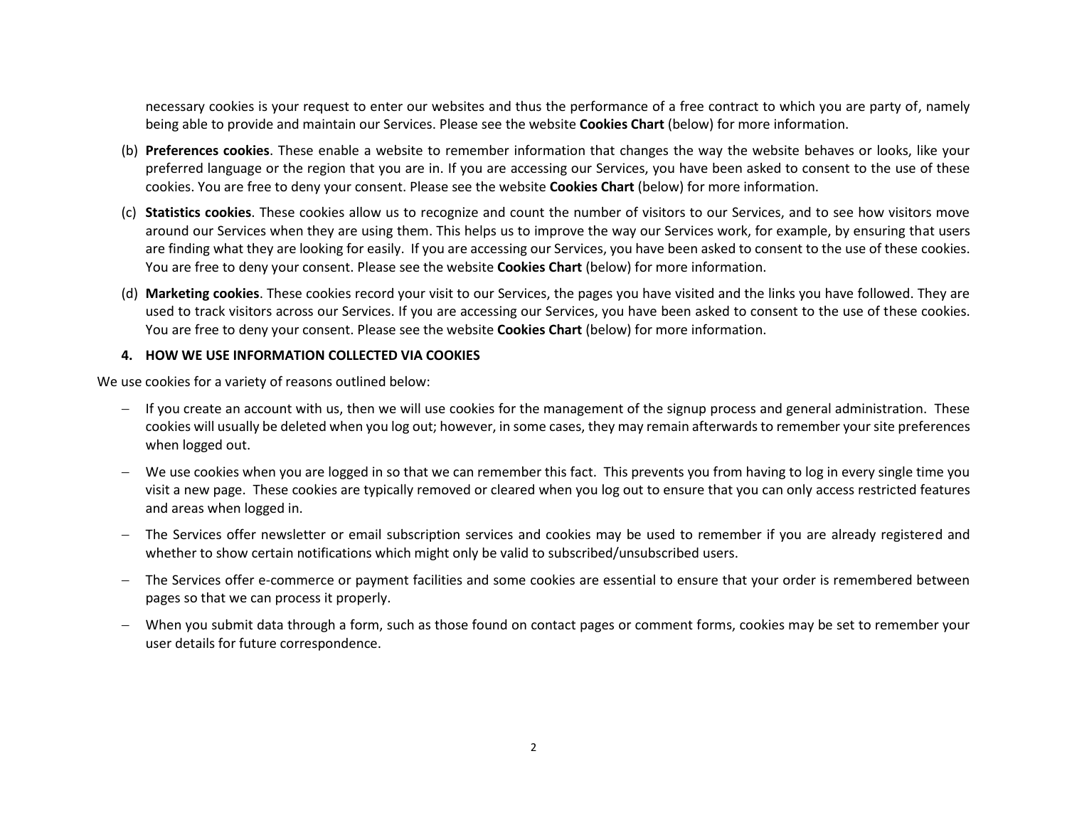necessary cookies is your request to enter our websites and thus the performance of a free contract to which you are party of, namely being able to provide and maintain our Services. Please see the website **Cookies Chart** (below) for more information.

(b) **Preferences cookies**. These enable a website to remember information that changes the way the website behaves or looks, like your preferred language or the region that you are in. If you are accessing our Services, you have been asked to consent to the use of these cookies. You are free to deny your consent. Please see the website **Cookies Chart** (below) for more information.

(c) **Statistics cookies**. These cookies allow us to recognize and count the number of visitors to our Services, and to see how visitors move around our Services when they are using them. This helps us to improve the way our Services work, for example, by ensuring that users are finding what they are looking for easily. If you are accessing our Services, you have been asked to consent to the use of these cookies. You are free to deny your consent. Please see the website **Cookies Chart** (below) for more information.

(d) **Marketing cookies**. These cookies record your visit to our Services, the pages you have visited and the links you have followed. They are used to track visitors across our Services. If you are accessing our Services, you have been asked to consent to the use of these cookies. You are free to deny your consent. Please see the website **Cookies Chart** (below) for more information.

### 4. HOW WE USE INFORMATION COLLECTED VIA COOKIES

We use cookies for a variety of reasons outlined below:

- If you create an account with us, then we will use cookies for the management of the signup process and general administration. These cookies will usually be deleted when you log out; however, in some cases, they may remain afterwards to remember your site preferences when logged out.
- We use cookies when you are logged in so that we can remember this fact. This prevents you from having to log in every single time you visit a new page. These cookies are typically removed or cleared when you log out to ensure that you can only access restricted features and areas when logged in.
- The Services offer newsletter or email subscription services and cookies may be used to remember if you are already registered and whether to show certain notifications which might only be valid to subscribed/unsubscribed users.
- The Services offer e-commerce or payment facilities and some cookies are essential to ensure that your order is remembered between pages so that we can process it properly.
- When you submit data through a form, such as those found on contact pages or comment forms, cookies may be set to remember your user details for future correspondence.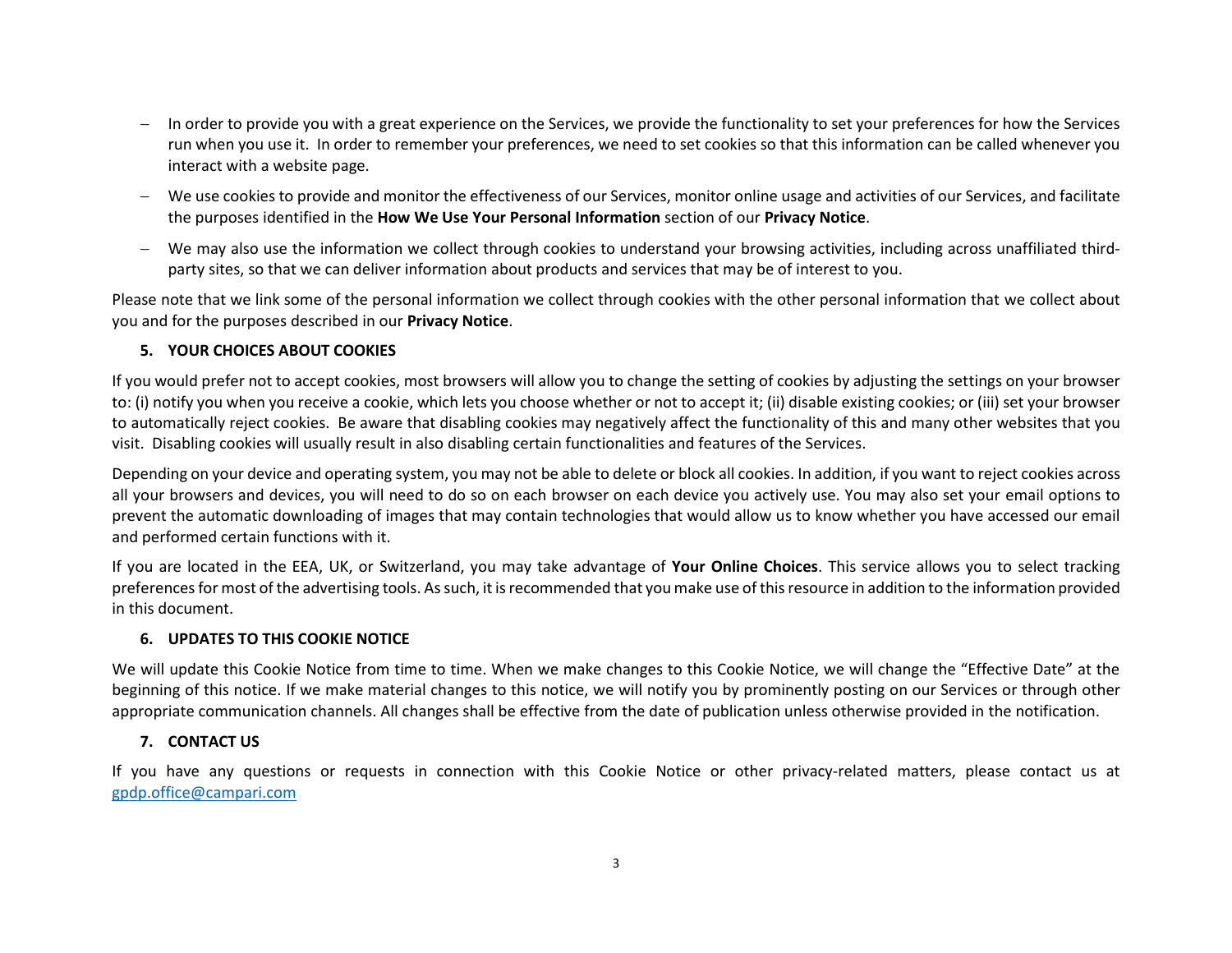- In order to provide you with a great experience on the Services, we provide the functionality to set your preferences for how the Services run when you use it. In order to remember your preferences, we need to set cookies so that this information can be called whenever you interact with a website page.
- We use cookies to provide and monitor the effectiveness of our Services, monitor online usage and activities of our Services, and facilitate the purposes identified in the **How We Use Your Personal Information** section of our **Privacy Notice**.
- We may also use the information we collect through cookies to understand your browsing activities, including across unaffiliated third-party sites, so that we can deliver information about products and services that may be of interest to you.

Please note that we link some of the personal information we collect through cookies with the other personal information that we collect about you and for the purposes described in our **Privacy Notice**.

## 5. YOUR CHOICES ABOUT COOKIES

If you would prefer not to accept cookies, most browsers will allow you to change the setting of cookies by adjusting the settings on your browser to: (i) notify you when you receive a cookie, which lets you choose whether or not to accept it; (ii) disable existing cookies; or (iii) set your browser to automatically reject cookies. Be aware that disabling cookies may negatively affect the functionality of this and many other websites that you visit. Disabling cookies will usually result in also disabling certain functionalities and features of the Services.

Depending on your device and operating system, you may not be able to delete or block all cookies. In addition, if you want to reject cookies across all your browsers and devices, you will need to do so on each browser on each device you actively use. You may also set your email options to prevent the automatic downloading of images that may contain technologies that would allow us to know whether you have accessed our email and performed certain functions with it.

If you are located in the EEA, UK, or Switzerland, you may take advantage of **Your Online Choices**. This service allows you to select tracking preferences for most of the advertising tools. As such, it is recommended that you make use of this resource in addition to the information provided in this document.

## 6. UPDATES TO THIS COOKIE NOTICE

We will update this Cookie Notice from time to time. When we make changes to this Cookie Notice, we will change the "Effective Date" at the beginning of this notice. If we make material changes to this notice, we will notify you by prominently posting on our Services or through other appropriate communication channels. All changes shall be effective from the date of publication unless otherwise provided in the notification.

## 7. CONTACT US

If you have any questions or requests in connection with this Cookie Notice or other privacy-related matters, please contact us at gpdp.office@campari.com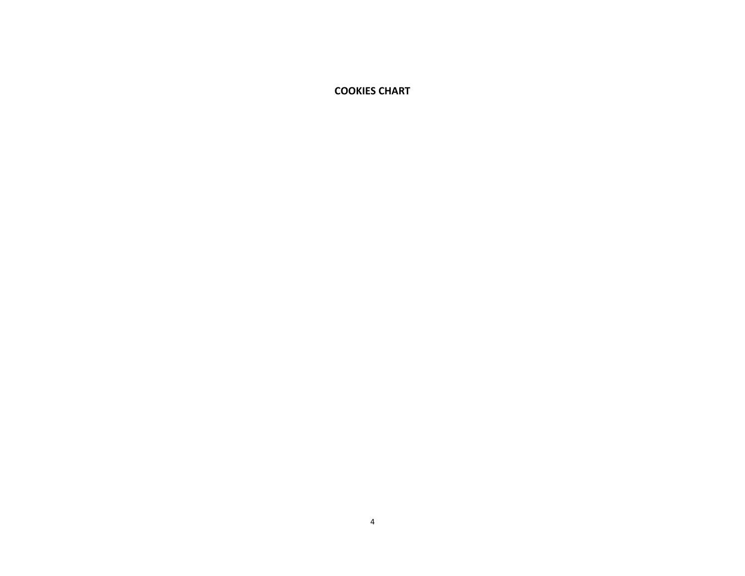**COOKIES CHART**